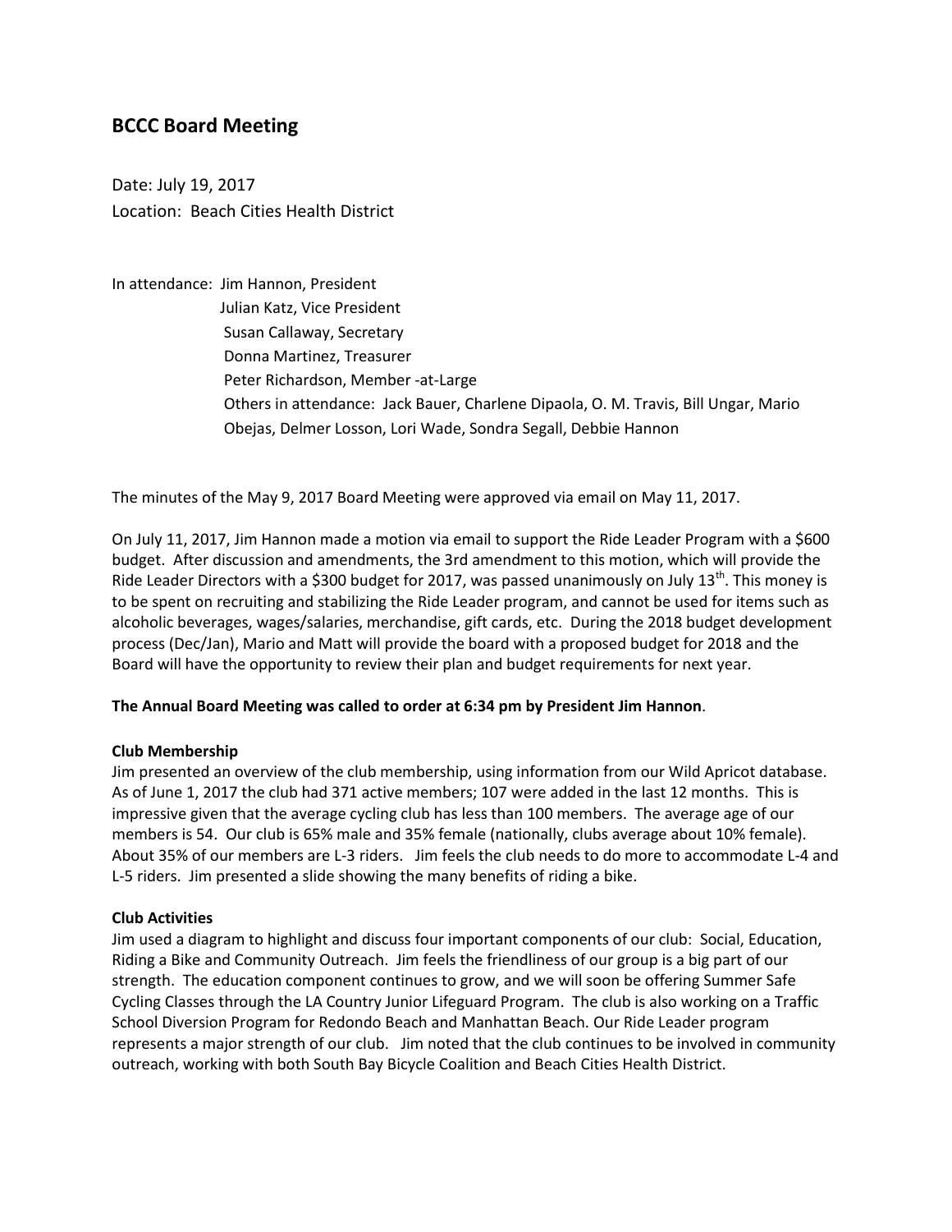## BCCC Board Meeting

Date: July 19, 2017
Location: Beach Cities Health District

In attendance: Jim Hannon, President
Julian Katz, Vice President
Susan Callaway, Secretary
Donna Martinez, Treasurer
Peter Richardson, Member -at-Large
Others in attendance: Jack Bauer, Charlene Dipaola, O. M. Travis, Bill Ungar, Mario Obejas, Delmer Losson, Lori Wade, Sondra Segall, Debbie Hannon

The minutes of the May 9, 2017 Board Meeting were approved via email on May 11, 2017.

On July 11, 2017, Jim Hannon made a motion via email to support the Ride Leader Program with a $600 budget. After discussion and amendments, the 3rd amendment to this motion, which will provide the Ride Leader Directors with a $300 budget for 2017, was passed unanimously on July 13th. This money is to be spent on recruiting and stabilizing the Ride Leader program, and cannot be used for items such as alcoholic beverages, wages/salaries, merchandise, gift cards, etc. During the 2018 budget development process (Dec/Jan), Mario and Matt will provide the board with a proposed budget for 2018 and the Board will have the opportunity to review their plan and budget requirements for next year.

**The Annual Board Meeting was called to order at 6:34 pm by President Jim Hannon**.

**Club Membership**
Jim presented an overview of the club membership, using information from our Wild Apricot database. As of June 1, 2017 the club had 371 active members; 107 were added in the last 12 months. This is impressive given that the average cycling club has less than 100 members. The average age of our members is 54. Our club is 65% male and 35% female (nationally, clubs average about 10% female). About 35% of our members are L-3 riders. Jim feels the club needs to do more to accommodate L-4 and L-5 riders. Jim presented a slide showing the many benefits of riding a bike.

**Club Activities**
Jim used a diagram to highlight and discuss four important components of our club: Social, Education, Riding a Bike and Community Outreach. Jim feels the friendliness of our group is a big part of our strength. The education component continues to grow, and we will soon be offering Summer Safe Cycling Classes through the LA Country Junior Lifeguard Program. The club is also working on a Traffic School Diversion Program for Redondo Beach and Manhattan Beach. Our Ride Leader program represents a major strength of our club. Jim noted that the club continues to be involved in community outreach, working with both South Bay Bicycle Coalition and Beach Cities Health District.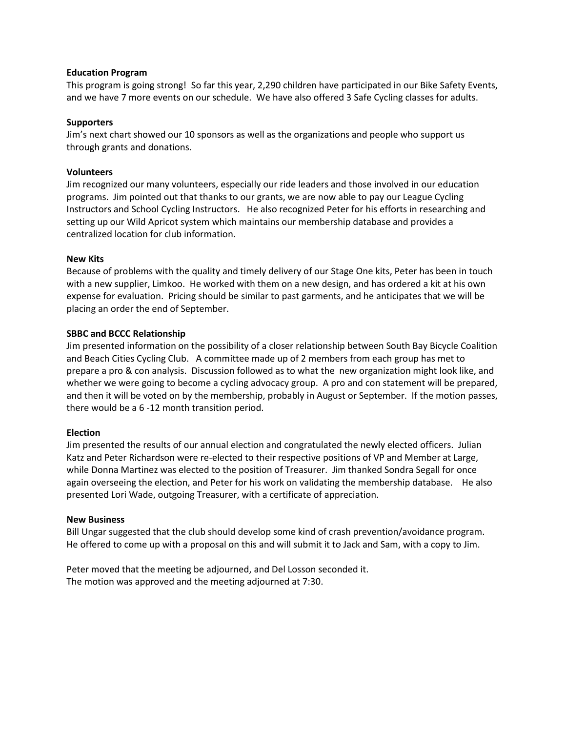**Education Program**

This program is going strong! So far this year, 2,290 children have participated in our Bike Safety Events, and we have 7 more events on our schedule. We have also offered 3 Safe Cycling classes for adults.

**Supporters**

Jim's next chart showed our 10 sponsors as well as the organizations and people who support us through grants and donations.

**Volunteers**

Jim recognized our many volunteers, especially our ride leaders and those involved in our education programs. Jim pointed out that thanks to our grants, we are now able to pay our League Cycling Instructors and School Cycling Instructors. He also recognized Peter for his efforts in researching and setting up our Wild Apricot system which maintains our membership database and provides a centralized location for club information.

**New Kits**

Because of problems with the quality and timely delivery of our Stage One kits, Peter has been in touch with a new supplier, Limkoo. He worked with them on a new design, and has ordered a kit at his own expense for evaluation. Pricing should be similar to past garments, and he anticipates that we will be placing an order the end of September.

**SBBC and BCCC Relationship**

Jim presented information on the possibility of a closer relationship between South Bay Bicycle Coalition and Beach Cities Cycling Club. A committee made up of 2 members from each group has met to prepare a pro & con analysis. Discussion followed as to what the new organization might look like, and whether we were going to become a cycling advocacy group. A pro and con statement will be prepared, and then it will be voted on by the membership, probably in August or September. If the motion passes, there would be a 6 -12 month transition period.

**Election**

Jim presented the results of our annual election and congratulated the newly elected officers. Julian Katz and Peter Richardson were re-elected to their respective positions of VP and Member at Large, while Donna Martinez was elected to the position of Treasurer. Jim thanked Sondra Segall for once again overseeing the election, and Peter for his work on validating the membership database. He also presented Lori Wade, outgoing Treasurer, with a certificate of appreciation.

**New Business**

Bill Ungar suggested that the club should develop some kind of crash prevention/avoidance program. He offered to come up with a proposal on this and will submit it to Jack and Sam, with a copy to Jim.

Peter moved that the meeting be adjourned, and Del Losson seconded it.
The motion was approved and the meeting adjourned at 7:30.